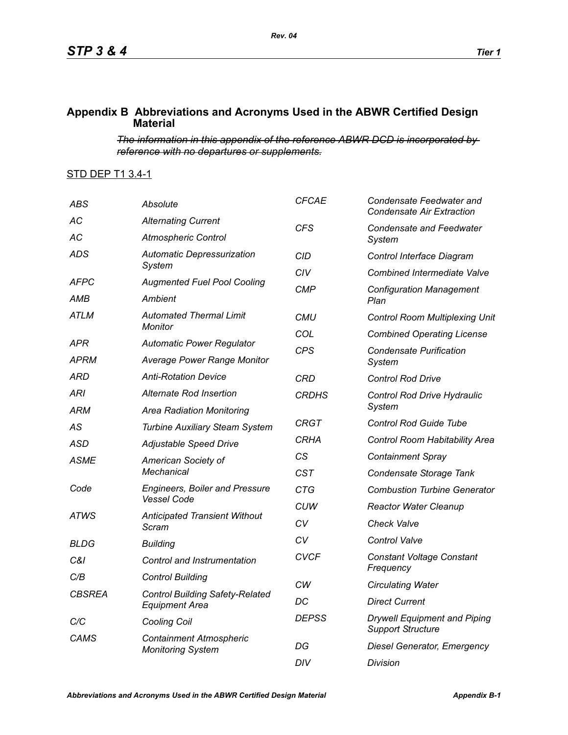## Appendix B Abbreviations and Acronyms Used in the ABWR Certified Design Material

~~*The information in this appendix of the reference ABWR DCD is incorporated by reference with no departures or supplements.*~~

STD DEP T1 3.4-1

| | |
|---|---|
| *ABS* | *Absolute* |
| *AC* | *Alternating Current* |
| *AC* | *Atmospheric Control* |
| *ADS* | *Automatic Depressurization System* |
| *AFPC* | *Augmented Fuel Pool Cooling* |
| *AMB* | *Ambient* |
| *ATLM* | *Automated Thermal Limit Monitor* |
| *APR* | *Automatic Power Regulator* |
| *APRM* | *Average Power Range Monitor* |
| *ARD* | *Anti-Rotation Device* |
| *ARI* | *Alternate Rod Insertion* |
| *ARM* | *Area Radiation Monitoring* |
| *AS* | *Turbine Auxiliary Steam System* |
| *ASD* | *Adjustable Speed Drive* |
| *ASME* | *American Society of Mechanical* |
| *Code* | *Engineers, Boiler and Pressure Vessel Code* |
| *ATWS* | *Anticipated Transient Without Scram* |
| *BLDG* | *Building* |
| *C&I* | *Control and Instrumentation* |
| *C/B* | *Control Building* |
| *CBSREA* | *Control Building Safety-Related Equipment Area* |
| *C/C* | *Cooling Coil* |
| *CAMS* | *Containment Atmospheric Monitoring System* |
| *CFCAE* | *Condensate Feedwater and Condensate Air Extraction* |
| *CFS* | *Condensate and Feedwater System* |
| *CID* | *Control Interface Diagram* |
| *CIV* | *Combined Intermediate Valve* |
| *CMP* | *Configuration Management Plan* |
| *CMU* | *Control Room Multiplexing Unit* |
| *COL* | *Combined Operating License* |
| *CPS* | *Condensate Purification System* |
| *CRD* | *Control Rod Drive* |
| *CRDHS* | *Control Rod Drive Hydraulic System* |
| *CRGT* | *Control Rod Guide Tube* |
| *CRHA* | *Control Room Habitability Area* |
| *CS* | *Containment Spray* |
| *CST* | *Condensate Storage Tank* |
| *CTG* | *Combustion Turbine Generator* |
| *CUW* | *Reactor Water Cleanup* |
| *CV* | *Check Valve* |
| *CV* | *Control Valve* |
| *CVCF* | *Constant Voltage Constant Frequency* |
| *CW* | *Circulating Water* |
| *DC* | *Direct Current* |
| *DEPSS* | *Drywell Equipment and Piping Support Structure* |
| *DG* | *Diesel Generator, Emergency* |
| *DIV* | *Division* |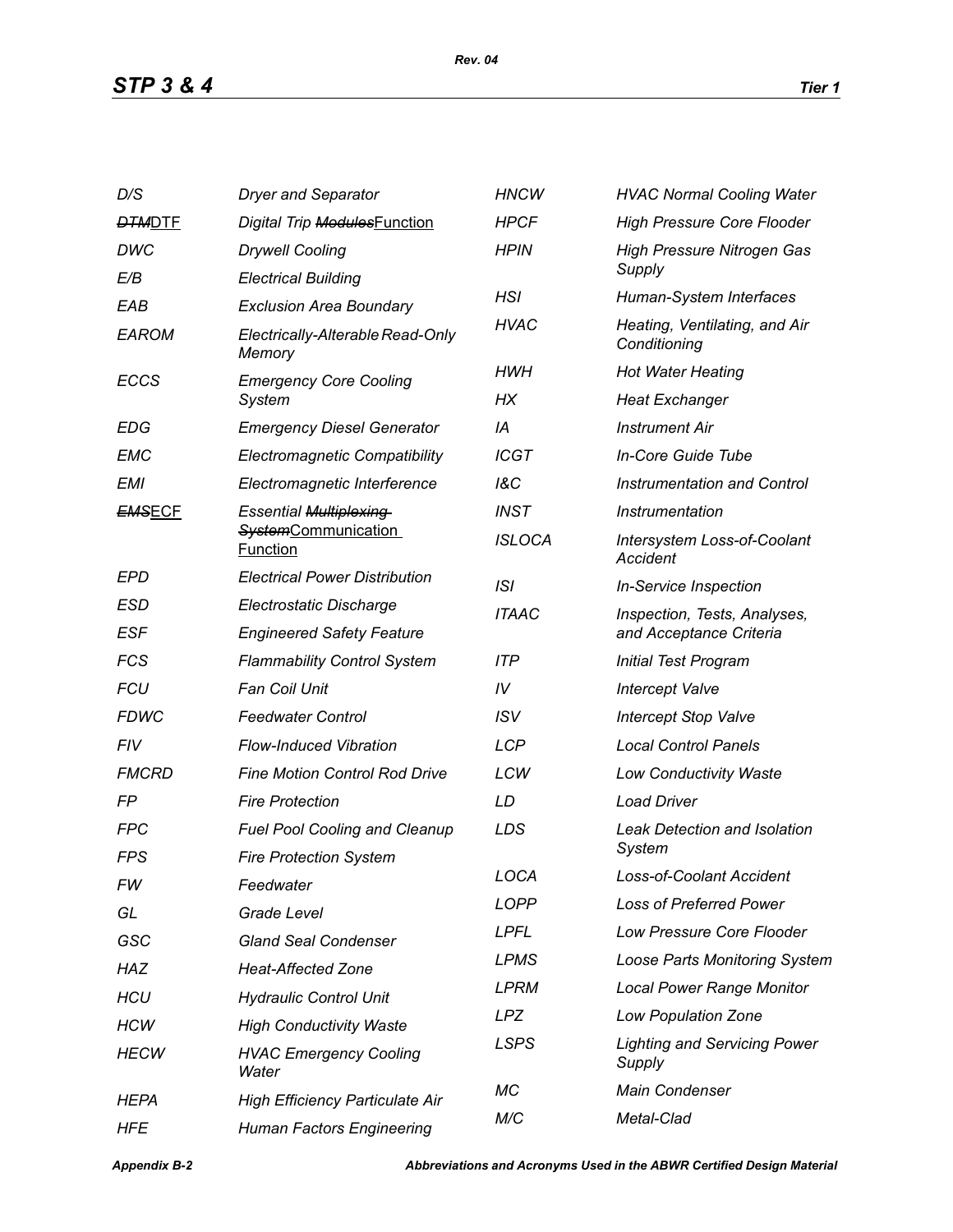| | |
|---|---|
| D/S | Dryer and Separator |
| ~~DTM~~DTF | Digital Trip ~~Modules~~Function |
| DWC | Drywell Cooling |
| E/B | Electrical Building |
| EAB | Exclusion Area Boundary |
| EAROM | Electrically-Alterable Read-Only Memory |
| ECCS | Emergency Core Cooling System |
| EDG | Emergency Diesel Generator |
| EMC | Electromagnetic Compatibility |
| EMI | Electromagnetic Interference |
| ~~EMS~~ECF | Essential ~~Multiplexing System~~Communication Function |
| EPD | Electrical Power Distribution |
| ESD | Electrostatic Discharge |
| ESF | Engineered Safety Feature |
| FCS | Flammability Control System |
| FCU | Fan Coil Unit |
| FDWC | Feedwater Control |
| FIV | Flow-Induced Vibration |
| FMCRD | Fine Motion Control Rod Drive |
| FP | Fire Protection |
| FPC | Fuel Pool Cooling and Cleanup |
| FPS | Fire Protection System |
| FW | Feedwater |
| GL | Grade Level |
| GSC | Gland Seal Condenser |
| HAZ | Heat-Affected Zone |
| HCU | Hydraulic Control Unit |
| HCW | High Conductivity Waste |
| HECW | HVAC Emergency Cooling Water |
| HEPA | High Efficiency Particulate Air |
| HFE | Human Factors Engineering |
| HNCW | HVAC Normal Cooling Water |
| HPCF | High Pressure Core Flooder |
| HPIN | High Pressure Nitrogen Gas Supply |
| HSI | Human-System Interfaces |
| HVAC | Heating, Ventilating, and Air Conditioning |
| HWH | Hot Water Heating |
| HX | Heat Exchanger |
| IA | Instrument Air |
| ICGT | In-Core Guide Tube |
| I&C | Instrumentation and Control |
| INST | Instrumentation |
| ISLOCA | Intersystem Loss-of-Coolant Accident |
| ISI | In-Service Inspection |
| ITAAC | Inspection, Tests, Analyses, and Acceptance Criteria |
| ITP | Initial Test Program |
| IV | Intercept Valve |
| ISV | Intercept Stop Valve |
| LCP | Local Control Panels |
| LCW | Low Conductivity Waste |
| LD | Load Driver |
| LDS | Leak Detection and Isolation System |
| LOCA | Loss-of-Coolant Accident |
| LOPP | Loss of Preferred Power |
| LPFL | Low Pressure Core Flooder |
| LPMS | Loose Parts Monitoring System |
| LPRM | Local Power Range Monitor |
| LPZ | Low Population Zone |
| LSPS | Lighting and Servicing Power Supply |
| MC | Main Condenser |
| M/C | Metal-Clad |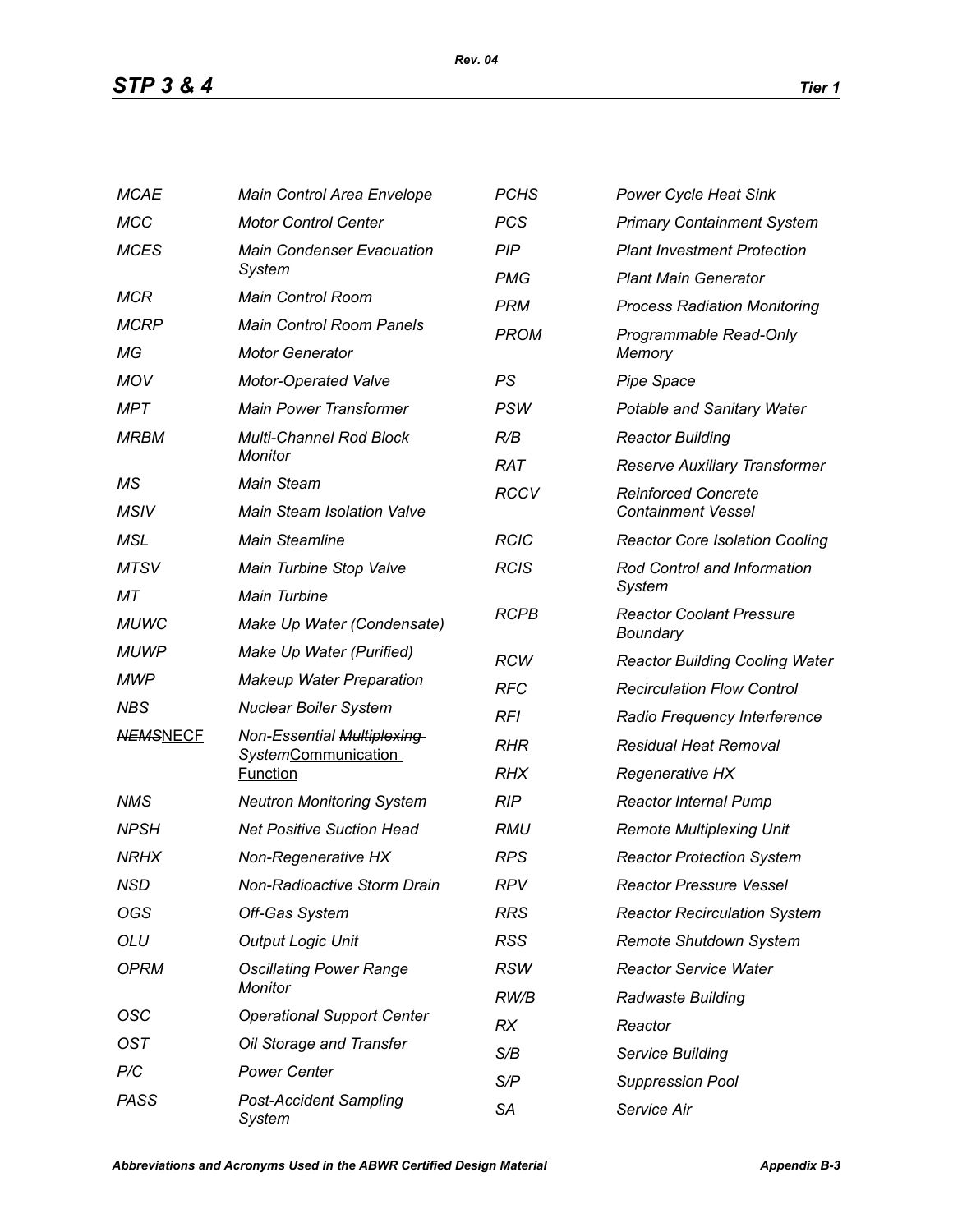| | |
|---|---|
| *MCAE* | *Main Control Area Envelope* |
| *MCC* | *Motor Control Center* |
| *MCES* | *Main Condenser Evacuation System* |
| *MCR* | *Main Control Room* |
| *MCRP* | *Main Control Room Panels* |
| *MG* | *Motor Generator* |
| *MOV* | *Motor-Operated Valve* |
| *MPT* | *Main Power Transformer* |
| *MRBM* | *Multi-Channel Rod Block Monitor* |
| *MS* | *Main Steam* |
| *MSIV* | *Main Steam Isolation Valve* |
| *MSL* | *Main Steamline* |
| *MTSV* | *Main Turbine Stop Valve* |
| *MT* | *Main Turbine* |
| *MUWC* | *Make Up Water (Condensate)* |
| *MUWP* | *Make Up Water (Purified)* |
| *MWP* | *Makeup Water Preparation* |
| *NBS* | *Nuclear Boiler System* |
| ~~*NEMS*~~NECF | *Non-Essential ~~Multiplexing System~~*Communication Function |
| *NMS* | *Neutron Monitoring System* |
| *NPSH* | *Net Positive Suction Head* |
| *NRHX* | *Non-Regenerative HX* |
| *NSD* | *Non-Radioactive Storm Drain* |
| *OGS* | *Off-Gas System* |
| *OLU* | *Output Logic Unit* |
| *OPRM* | *Oscillating Power Range Monitor* |
| *OSC* | *Operational Support Center* |
| *OST* | *Oil Storage and Transfer* |
| *P/C* | *Power Center* |
| *PASS* | *Post-Accident Sampling System* |
| *PCHS* | *Power Cycle Heat Sink* |
| *PCS* | *Primary Containment System* |
| *PIP* | *Plant Investment Protection* |
| *PMG* | *Plant Main Generator* |
| *PRM* | *Process Radiation Monitoring* |
| *PROM* | *Programmable Read-Only Memory* |
| *PS* | *Pipe Space* |
| *PSW* | *Potable and Sanitary Water* |
| *R/B* | *Reactor Building* |
| *RAT* | *Reserve Auxiliary Transformer* |
| *RCCV* | *Reinforced Concrete Containment Vessel* |
| *RCIC* | *Reactor Core Isolation Cooling* |
| *RCIS* | *Rod Control and Information System* |
| *RCPB* | *Reactor Coolant Pressure Boundary* |
| *RCW* | *Reactor Building Cooling Water* |
| *RFC* | *Recirculation Flow Control* |
| *RFI* | *Radio Frequency Interference* |
| *RHR* | *Residual Heat Removal* |
| *RHX* | *Regenerative HX* |
| *RIP* | *Reactor Internal Pump* |
| *RMU* | *Remote Multiplexing Unit* |
| *RPS* | *Reactor Protection System* |
| *RPV* | *Reactor Pressure Vessel* |
| *RRS* | *Reactor Recirculation System* |
| *RSS* | *Remote Shutdown System* |
| *RSW* | *Reactor Service Water* |
| *RW/B* | *Radwaste Building* |
| *RX* | *Reactor* |
| *S/B* | *Service Building* |
| *S/P* | *Suppression Pool* |
| *SA* | *Service Air* |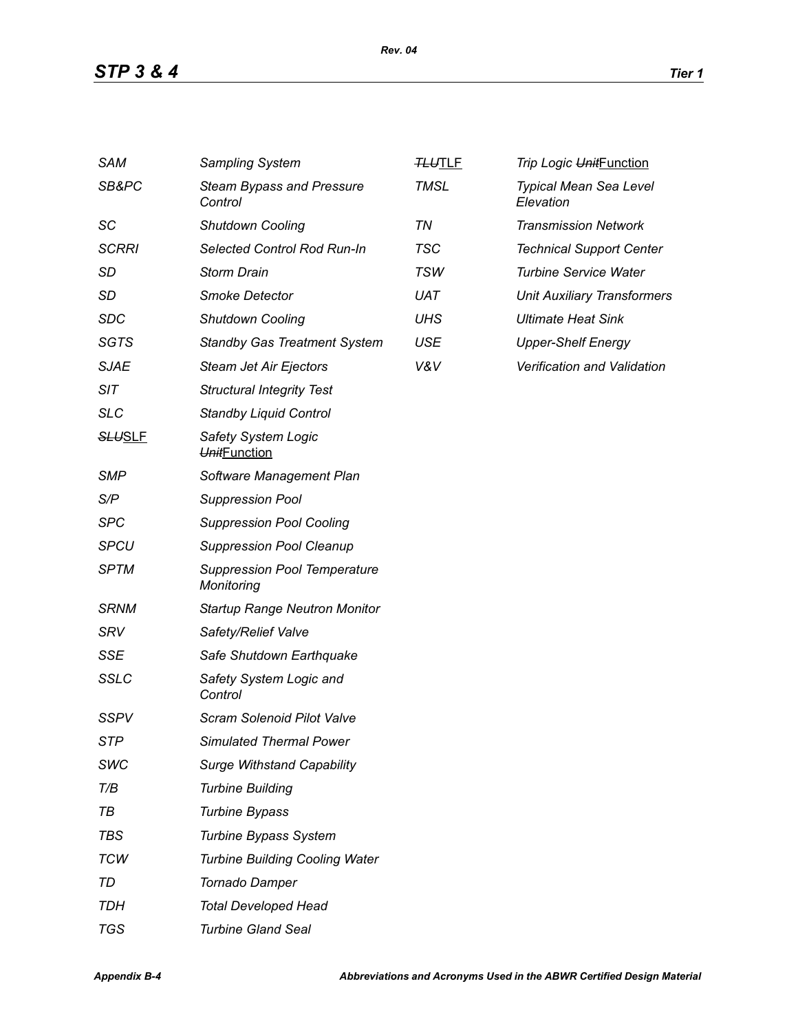| | |
|---|---|
| SAM | Sampling System |
| SB&PC | Steam Bypass and Pressure Control |
| SC | Shutdown Cooling |
| SCRRI | Selected Control Rod Run-In |
| SD | Storm Drain |
| SD | Smoke Detector |
| SDC | Shutdown Cooling |
| SGTS | Standby Gas Treatment System |
| SJAE | Steam Jet Air Ejectors |
| SIT | Structural Integrity Test |
| SLC | Standby Liquid Control |
| ~~SLU~~SLF | Safety System Logic ~~Unit~~Function |
| SMP | Software Management Plan |
| S/P | Suppression Pool |
| SPC | Suppression Pool Cooling |
| SPCU | Suppression Pool Cleanup |
| SPTM | Suppression Pool Temperature Monitoring |
| SRNM | Startup Range Neutron Monitor |
| SRV | Safety/Relief Valve |
| SSE | Safe Shutdown Earthquake |
| SSLC | Safety System Logic and Control |
| SSPV | Scram Solenoid Pilot Valve |
| STP | Simulated Thermal Power |
| SWC | Surge Withstand Capability |
| T/B | Turbine Building |
| TB | Turbine Bypass |
| TBS | Turbine Bypass System |
| TCW | Turbine Building Cooling Water |
| TD | Tornado Damper |
| TDH | Total Developed Head |
| TGS | Turbine Gland Seal |
| ~~TLU~~TLF | Trip Logic ~~Unit~~Function |
| TMSL | Typical Mean Sea Level Elevation |
| TN | Transmission Network |
| TSC | Technical Support Center |
| TSW | Turbine Service Water |
| UAT | Unit Auxiliary Transformers |
| UHS | Ultimate Heat Sink |
| USE | Upper-Shelf Energy |
| V&V | Verification and Validation |